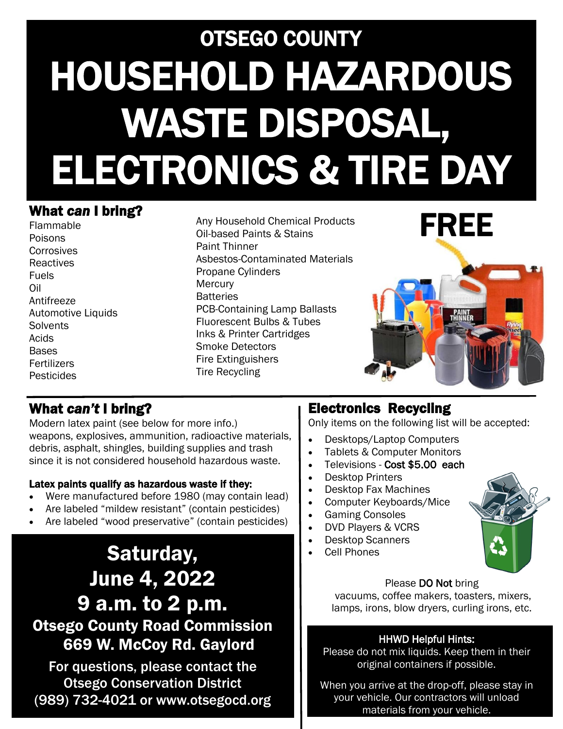# OTSEGO COUNTY

# HOUSEHOLD HAZARDOUS WASTE DISPOSAL, ELECTRONICS & TIRE DAY

## What *can* I bring?

Flammable
Poisons
Corrosives
Reactives
Fuels
Oil
Antifreeze
Automotive Liquids
Solvents
Acids
Bases
Fertilizers
Pesticides

Any Household Chemical Products
Oil-based Paints & Stains
Paint Thinner
Asbestos-Contaminated Materials
Propane Cylinders
Mercury
Batteries
PCB-Containing Lamp Ballasts
Fluorescent Bulbs & Tubes
Inks & Printer Cartridges
Smoke Detectors
Fire Extinguishers
Tire Recycling

**FREE**

## What *can't* I bring?

Modern latex paint (see below for more info.) weapons, explosives, ammunition, radioactive materials, debris, asphalt, shingles, building supplies and trash since it is not considered household hazardous waste.

**Latex paints qualify as hazardous waste if they:**

- Were manufactured before 1980 (may contain lead)
- Are labeled "mildew resistant" (contain pesticides)
- Are labeled "wood preservative" (contain pesticides)

**Saturday, June 4, 2022**
**9 a.m. to 2 p.m.**
**Otsego County Road Commission**
**669 W. McCoy Rd. Gaylord**

**For questions, please contact the Otsego Conservation District (989) 732-4021 or www.otsegocd.org**

## Electronics Recycling

Only items on the following list will be accepted:

- Desktops/Laptop Computers
- Tablets & Computer Monitors
- Televisions - Cost $5.00 each
- Desktop Printers
- Desktop Fax Machines
- Computer Keyboards/Mice
- Gaming Consoles
- DVD Players & VCRS
- Desktop Scanners
- Cell Phones

Please DO Not bring vacuums, coffee makers, toasters, mixers, lamps, irons, blow dryers, curling irons, etc.

**HHWD Helpful Hints:**

Please do not mix liquids. Keep them in their original containers if possible.

When you arrive at the drop-off, please stay in your vehicle. Our contractors will unload materials from your vehicle.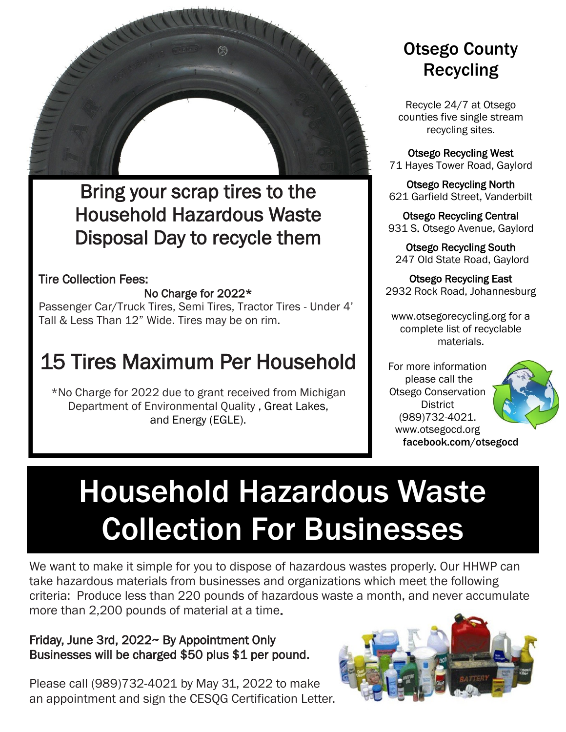## Bring your scrap tires to the Household Hazardous Waste Disposal Day to recycle them

**Tire Collection Fees:**

**No Charge for 2022***

Passenger Car/Truck Tires, Semi Tires, Tractor Tires - Under 4' Tall & Less Than 12" Wide. Tires may be on rim.

## 15 Tires Maximum Per Household

*No Charge for 2022 due to grant received from Michigan Department of Environmental Quality , Great Lakes, and Energy (EGLE).

## Otsego County Recycling

Recycle 24/7 at Otsego counties five single stream recycling sites.

**Otsego Recycling West**
71 Hayes Tower Road, Gaylord

**Otsego Recycling North**
621 Garfield Street, Vanderbilt

**Otsego Recycling Central**
931 S. Otsego Avenue, Gaylord

**Otsego Recycling South**
247 Old State Road, Gaylord

**Otsego Recycling East**
2932 Rock Road, Johannesburg

www.otsegorecycling.org for a complete list of recyclable materials.

For more information please call the Otsego Conservation District (989)732-4021.
www.otsegocd.org
**facebook.com/otsegocd**

# Household Hazardous Waste Collection For Businesses

We want to make it simple for you to dispose of hazardous wastes properly. Our HHWP can take hazardous materials from businesses and organizations which meet the following criteria: Produce less than 220 pounds of hazardous waste a month, and never accumulate more than 2,200 pounds of material at a time.

**Friday, June 3rd, 2022~ By Appointment Only**
**Businesses will be charged $50 plus $1 per pound.**

Please call (989)732-4021 by May 31, 2022 to make an appointment and sign the CESQG Certification Letter.